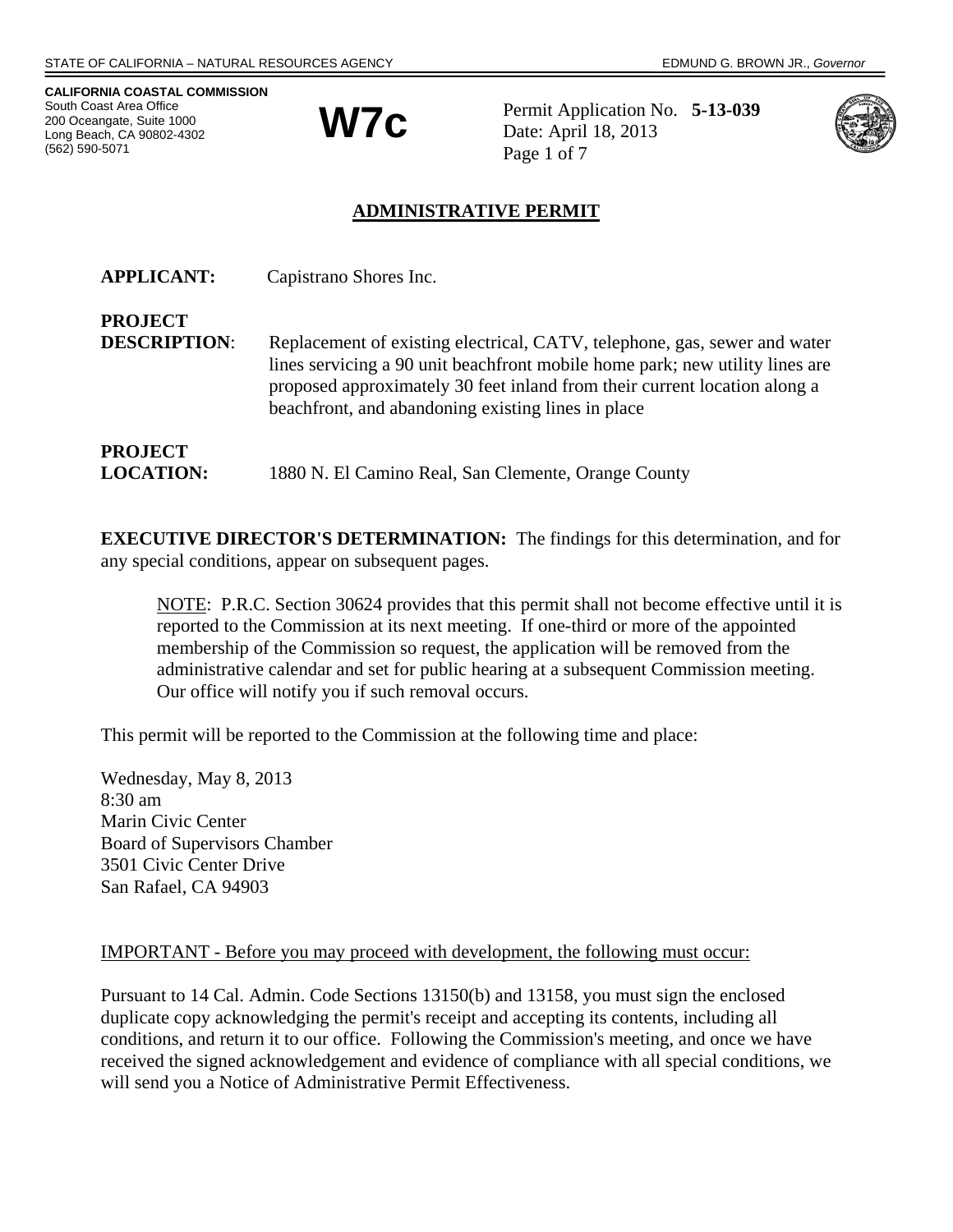STATE OF CALIFORNIA – NATURAL RESOURCES AGENCY EDMUND G. BROWN JR., *Governor*

**CALIFORNIA COASTAL COMMISSION**
South Coast Area Office
200 Oceangate, Suite 1000
Long Beach, CA 90802-4302
(562) 590-5071

# W7c

Permit Application No. **5-13-039**
Date: April 18, 2013

## ADMINISTRATIVE PERMIT

**APPLICANT:** Capistrano Shores Inc.

**PROJECT DESCRIPTION**: Replacement of existing electrical, CATV, telephone, gas, sewer and water lines servicing a 90 unit beachfront mobile home park; new utility lines are proposed approximately 30 feet inland from their current location along a beachfront, and abandoning existing lines in place

**PROJECT LOCATION:** 1880 N. El Camino Real, San Clemente, Orange County

**EXECUTIVE DIRECTOR'S DETERMINATION:** The findings for this determination, and for any special conditions, appear on subsequent pages.

> NOTE: P.R.C. Section 30624 provides that this permit shall not become effective until it is reported to the Commission at its next meeting. If one-third or more of the appointed membership of the Commission so request, the application will be removed from the administrative calendar and set for public hearing at a subsequent Commission meeting. Our office will notify you if such removal occurs.

This permit will be reported to the Commission at the following time and place:

Wednesday, May 8, 2013
8:30 am
Marin Civic Center
Board of Supervisors Chamber
3501 Civic Center Drive
San Rafael, CA 94903

IMPORTANT - Before you may proceed with development, the following must occur:

Pursuant to 14 Cal. Admin. Code Sections 13150(b) and 13158, you must sign the enclosed duplicate copy acknowledging the permit's receipt and accepting its contents, including all conditions, and return it to our office. Following the Commission's meeting, and once we have received the signed acknowledgement and evidence of compliance with all special conditions, we will send you a Notice of Administrative Permit Effectiveness.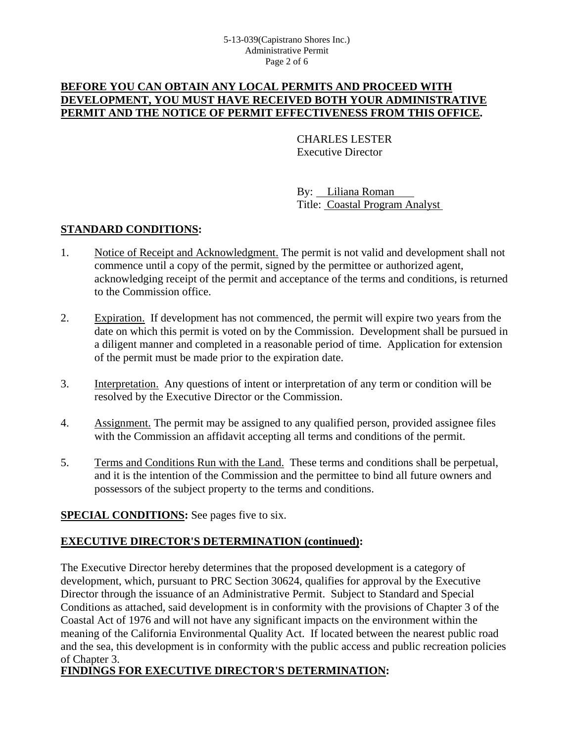**BEFORE YOU CAN OBTAIN ANY LOCAL PERMITS AND PROCEED WITH DEVELOPMENT, YOU MUST HAVE RECEIVED BOTH YOUR ADMINISTRATIVE PERMIT AND THE NOTICE OF PERMIT EFFECTIVENESS FROM THIS OFFICE.**

CHARLES LESTER
Executive Director

By: Liliana Roman
Title: Coastal Program Analyst

## STANDARD CONDITIONS:

1. Notice of Receipt and Acknowledgment. The permit is not valid and development shall not commence until a copy of the permit, signed by the permittee or authorized agent, acknowledging receipt of the permit and acceptance of the terms and conditions, is returned to the Commission office.

2. Expiration. If development has not commenced, the permit will expire two years from the date on which this permit is voted on by the Commission. Development shall be pursued in a diligent manner and completed in a reasonable period of time. Application for extension of the permit must be made prior to the expiration date.

3. Interpretation. Any questions of intent or interpretation of any term or condition will be resolved by the Executive Director or the Commission.

4. Assignment. The permit may be assigned to any qualified person, provided assignee files with the Commission an affidavit accepting all terms and conditions of the permit.

5. Terms and Conditions Run with the Land. These terms and conditions shall be perpetual, and it is the intention of the Commission and the permittee to bind all future owners and possessors of the subject property to the terms and conditions.

**SPECIAL CONDITIONS:** See pages five to six.

## EXECUTIVE DIRECTOR'S DETERMINATION (continued):

The Executive Director hereby determines that the proposed development is a category of development, which, pursuant to PRC Section 30624, qualifies for approval by the Executive Director through the issuance of an Administrative Permit. Subject to Standard and Special Conditions as attached, said development is in conformity with the provisions of Chapter 3 of the Coastal Act of 1976 and will not have any significant impacts on the environment within the meaning of the California Environmental Quality Act. If located between the nearest public road and the sea, this development is in conformity with the public access and public recreation policies of Chapter 3.

## FINDINGS FOR EXECUTIVE DIRECTOR'S DETERMINATION: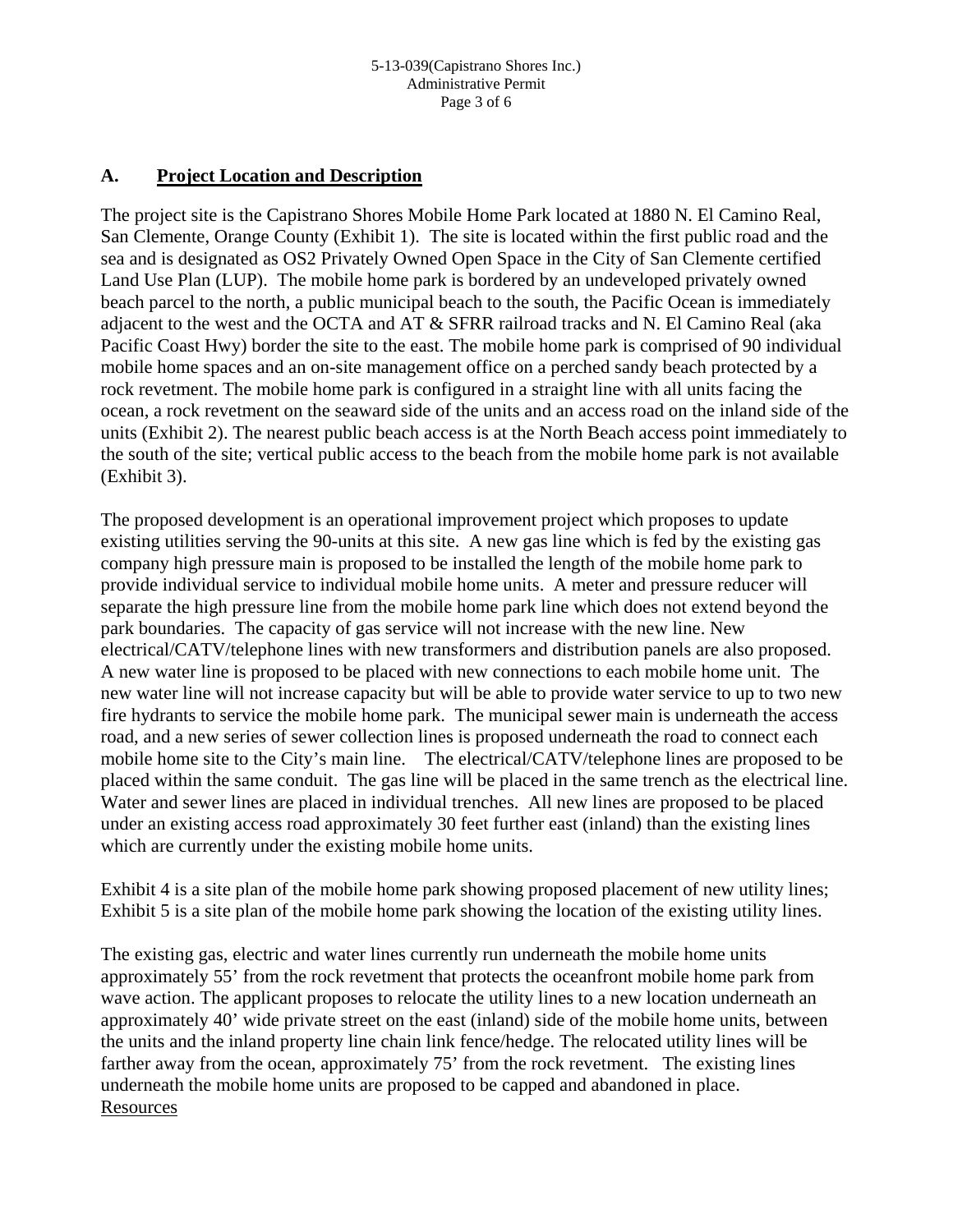## A. Project Location and Description

The project site is the Capistrano Shores Mobile Home Park located at 1880 N. El Camino Real, San Clemente, Orange County (Exhibit 1). The site is located within the first public road and the sea and is designated as OS2 Privately Owned Open Space in the City of San Clemente certified Land Use Plan (LUP). The mobile home park is bordered by an undeveloped privately owned beach parcel to the north, a public municipal beach to the south, the Pacific Ocean is immediately adjacent to the west and the OCTA and AT & SFRR railroad tracks and N. El Camino Real (aka Pacific Coast Hwy) border the site to the east. The mobile home park is comprised of 90 individual mobile home spaces and an on-site management office on a perched sandy beach protected by a rock revetment. The mobile home park is configured in a straight line with all units facing the ocean, a rock revetment on the seaward side of the units and an access road on the inland side of the units (Exhibit 2). The nearest public beach access is at the North Beach access point immediately to the south of the site; vertical public access to the beach from the mobile home park is not available (Exhibit 3).

The proposed development is an operational improvement project which proposes to update existing utilities serving the 90-units at this site. A new gas line which is fed by the existing gas company high pressure main is proposed to be installed the length of the mobile home park to provide individual service to individual mobile home units. A meter and pressure reducer will separate the high pressure line from the mobile home park line which does not extend beyond the park boundaries. The capacity of gas service will not increase with the new line. New electrical/CATV/telephone lines with new transformers and distribution panels are also proposed. A new water line is proposed to be placed with new connections to each mobile home unit. The new water line will not increase capacity but will be able to provide water service to up to two new fire hydrants to service the mobile home park. The municipal sewer main is underneath the access road, and a new series of sewer collection lines is proposed underneath the road to connect each mobile home site to the City's main line. The electrical/CATV/telephone lines are proposed to be placed within the same conduit. The gas line will be placed in the same trench as the electrical line. Water and sewer lines are placed in individual trenches. All new lines are proposed to be placed under an existing access road approximately 30 feet further east (inland) than the existing lines which are currently under the existing mobile home units.

Exhibit 4 is a site plan of the mobile home park showing proposed placement of new utility lines; Exhibit 5 is a site plan of the mobile home park showing the location of the existing utility lines.

The existing gas, electric and water lines currently run underneath the mobile home units approximately 55' from the rock revetment that protects the oceanfront mobile home park from wave action. The applicant proposes to relocate the utility lines to a new location underneath an approximately 40' wide private street on the east (inland) side of the mobile home units, between the units and the inland property line chain link fence/hedge. The relocated utility lines will be farther away from the ocean, approximately 75' from the rock revetment. The existing lines underneath the mobile home units are proposed to be capped and abandoned in place.

Resources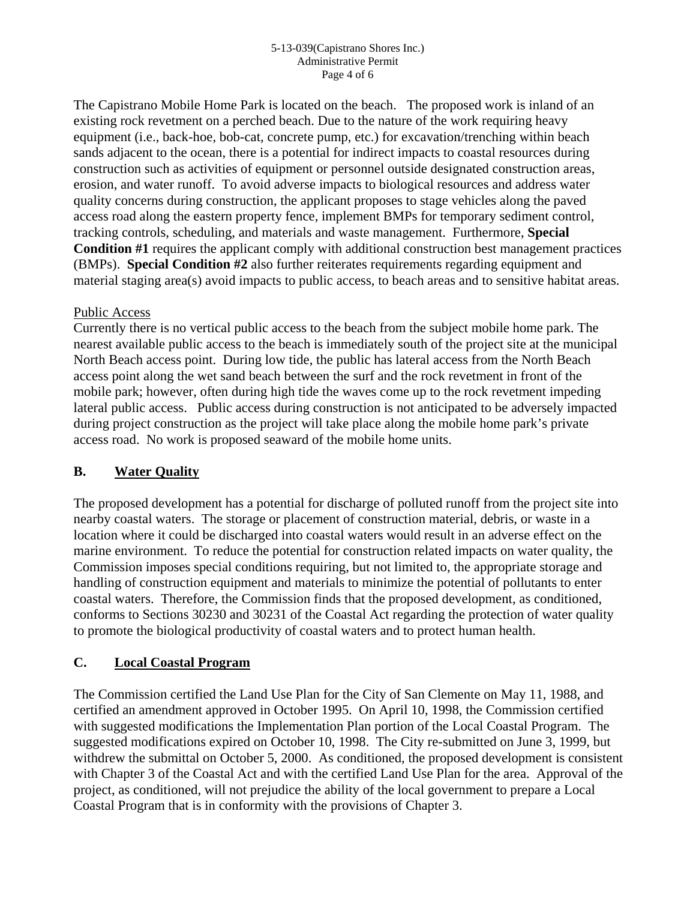The Capistrano Mobile Home Park is located on the beach. The proposed work is inland of an existing rock revetment on a perched beach. Due to the nature of the work requiring heavy equipment (i.e., back-hoe, bob-cat, concrete pump, etc.) for excavation/trenching within beach sands adjacent to the ocean, there is a potential for indirect impacts to coastal resources during construction such as activities of equipment or personnel outside designated construction areas, erosion, and water runoff. To avoid adverse impacts to biological resources and address water quality concerns during construction, the applicant proposes to stage vehicles along the paved access road along the eastern property fence, implement BMPs for temporary sediment control, tracking controls, scheduling, and materials and waste management. Furthermore, **Special Condition #1** requires the applicant comply with additional construction best management practices (BMPs). **Special Condition #2** also further reiterates requirements regarding equipment and material staging area(s) avoid impacts to public access, to beach areas and to sensitive habitat areas.

Public Access

Currently there is no vertical public access to the beach from the subject mobile home park. The nearest available public access to the beach is immediately south of the project site at the municipal North Beach access point. During low tide, the public has lateral access from the North Beach access point along the wet sand beach between the surf and the rock revetment in front of the mobile park; however, often during high tide the waves come up to the rock revetment impeding lateral public access. Public access during construction is not anticipated to be adversely impacted during project construction as the project will take place along the mobile home park's private access road. No work is proposed seaward of the mobile home units.

## B. Water Quality

The proposed development has a potential for discharge of polluted runoff from the project site into nearby coastal waters. The storage or placement of construction material, debris, or waste in a location where it could be discharged into coastal waters would result in an adverse effect on the marine environment. To reduce the potential for construction related impacts on water quality, the Commission imposes special conditions requiring, but not limited to, the appropriate storage and handling of construction equipment and materials to minimize the potential of pollutants to enter coastal waters. Therefore, the Commission finds that the proposed development, as conditioned, conforms to Sections 30230 and 30231 of the Coastal Act regarding the protection of water quality to promote the biological productivity of coastal waters and to protect human health.

## C. Local Coastal Program

The Commission certified the Land Use Plan for the City of San Clemente on May 11, 1988, and certified an amendment approved in October 1995. On April 10, 1998, the Commission certified with suggested modifications the Implementation Plan portion of the Local Coastal Program. The suggested modifications expired on October 10, 1998. The City re-submitted on June 3, 1999, but withdrew the submittal on October 5, 2000. As conditioned, the proposed development is consistent with Chapter 3 of the Coastal Act and with the certified Land Use Plan for the area. Approval of the project, as conditioned, will not prejudice the ability of the local government to prepare a Local Coastal Program that is in conformity with the provisions of Chapter 3.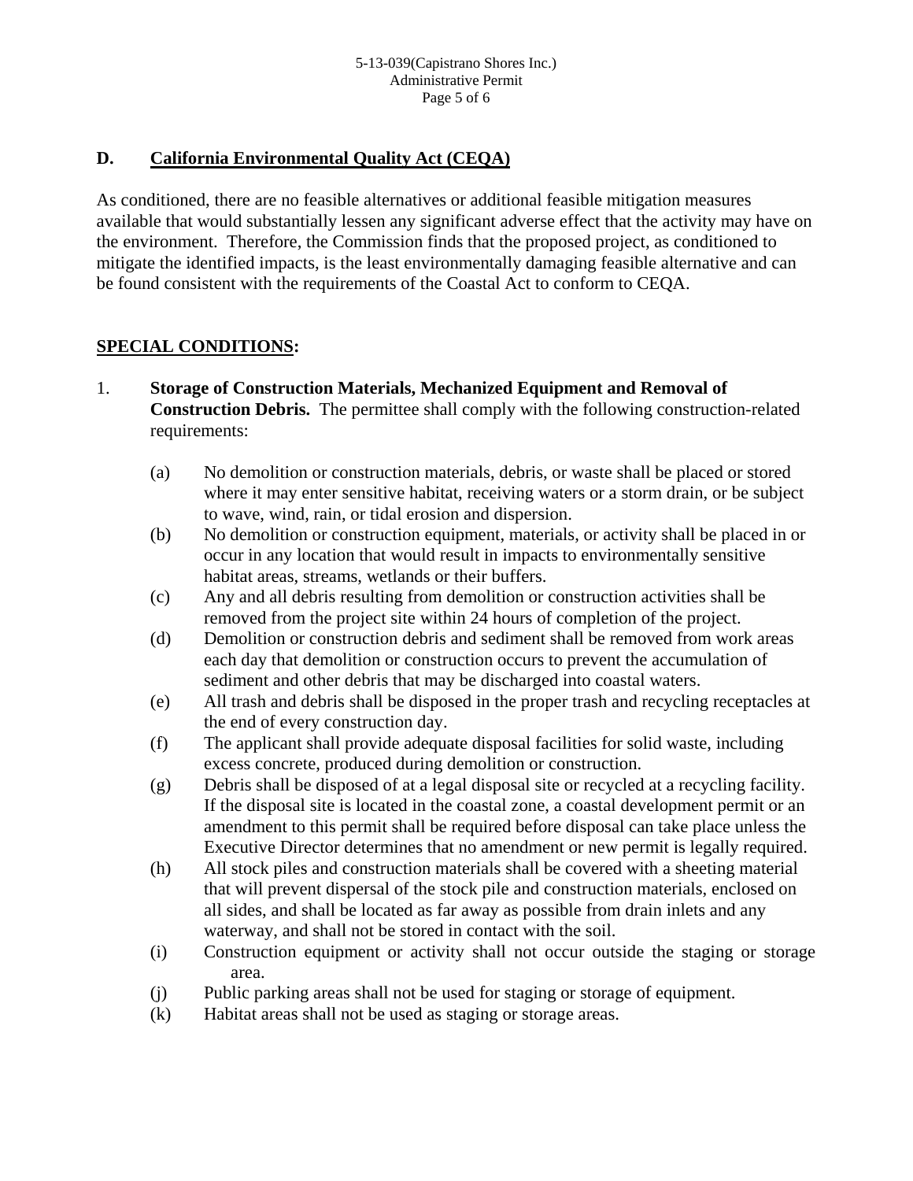## D. California Environmental Quality Act (CEQA)

As conditioned, there are no feasible alternatives or additional feasible mitigation measures available that would substantially lessen any significant adverse effect that the activity may have on the environment. Therefore, the Commission finds that the proposed project, as conditioned to mitigate the identified impacts, is the least environmentally damaging feasible alternative and can be found consistent with the requirements of the Coastal Act to conform to CEQA.

## SPECIAL CONDITIONS:

1. **Storage of Construction Materials, Mechanized Equipment and Removal of Construction Debris.** The permittee shall comply with the following construction-related requirements:

   (a) No demolition or construction materials, debris, or waste shall be placed or stored where it may enter sensitive habitat, receiving waters or a storm drain, or be subject to wave, wind, rain, or tidal erosion and dispersion.

   (b) No demolition or construction equipment, materials, or activity shall be placed in or occur in any location that would result in impacts to environmentally sensitive habitat areas, streams, wetlands or their buffers.

   (c) Any and all debris resulting from demolition or construction activities shall be removed from the project site within 24 hours of completion of the project.

   (d) Demolition or construction debris and sediment shall be removed from work areas each day that demolition or construction occurs to prevent the accumulation of sediment and other debris that may be discharged into coastal waters.

   (e) All trash and debris shall be disposed in the proper trash and recycling receptacles at the end of every construction day.

   (f) The applicant shall provide adequate disposal facilities for solid waste, including excess concrete, produced during demolition or construction.

   (g) Debris shall be disposed of at a legal disposal site or recycled at a recycling facility. If the disposal site is located in the coastal zone, a coastal development permit or an amendment to this permit shall be required before disposal can take place unless the Executive Director determines that no amendment or new permit is legally required.

   (h) All stock piles and construction materials shall be covered with a sheeting material that will prevent dispersal of the stock pile and construction materials, enclosed on all sides, and shall be located as far away as possible from drain inlets and any waterway, and shall not be stored in contact with the soil.

   (i) Construction equipment or activity shall not occur outside the staging or storage area.

   (j) Public parking areas shall not be used for staging or storage of equipment.

   (k) Habitat areas shall not be used as staging or storage areas.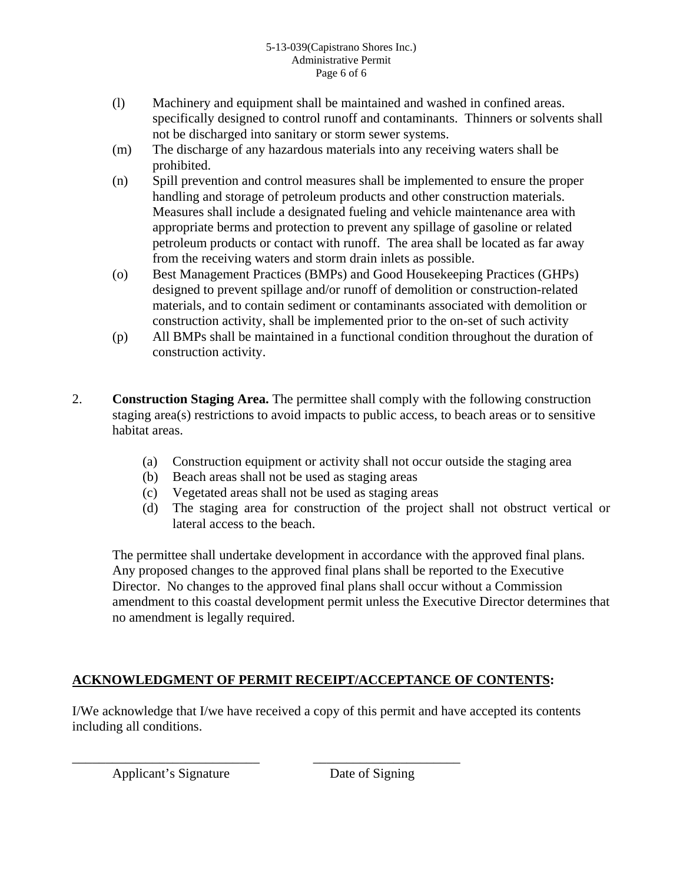(l) Machinery and equipment shall be maintained and washed in confined areas. specifically designed to control runoff and contaminants. Thinners or solvents shall not be discharged into sanitary or storm sewer systems.

(m) The discharge of any hazardous materials into any receiving waters shall be prohibited.

(n) Spill prevention and control measures shall be implemented to ensure the proper handling and storage of petroleum products and other construction materials. Measures shall include a designated fueling and vehicle maintenance area with appropriate berms and protection to prevent any spillage of gasoline or related petroleum products or contact with runoff. The area shall be located as far away from the receiving waters and storm drain inlets as possible.

(o) Best Management Practices (BMPs) and Good Housekeeping Practices (GHPs) designed to prevent spillage and/or runoff of demolition or construction-related materials, and to contain sediment or contaminants associated with demolition or construction activity, shall be implemented prior to the on-set of such activity

(p) All BMPs shall be maintained in a functional condition throughout the duration of construction activity.

2. **Construction Staging Area.** The permittee shall comply with the following construction staging area(s) restrictions to avoid impacts to public access, to beach areas or to sensitive habitat areas.

   (a) Construction equipment or activity shall not occur outside the staging area
   (b) Beach areas shall not be used as staging areas
   (c) Vegetated areas shall not be used as staging areas
   (d) The staging area for construction of the project shall not obstruct vertical or lateral access to the beach.

   The permittee shall undertake development in accordance with the approved final plans. Any proposed changes to the approved final plans shall be reported to the Executive Director. No changes to the approved final plans shall occur without a Commission amendment to this coastal development permit unless the Executive Director determines that no amendment is legally required.

## ACKNOWLEDGMENT OF PERMIT RECEIPT/ACCEPTANCE OF CONTENTS:

I/We acknowledge that I/we have received a copy of this permit and have accepted its contents including all conditions.

_____________________________ _______________________

Applicant's Signature Date of Signing